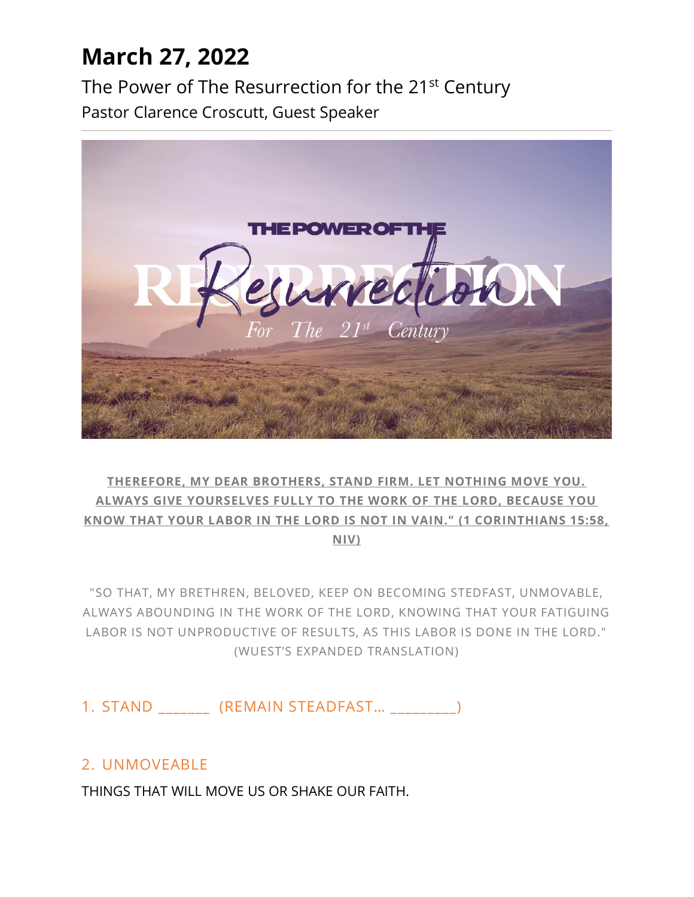# March 27, 2022

The Power of The Resurrection for the 21st Century

Pastor Clarence Croscutt, Guest Speaker

---

**THEREFORE, MY DEAR BROTHERS, STAND FIRM. LET NOTHING MOVE YOU. ALWAYS GIVE YOURSELVES FULLY TO THE WORK OF THE LORD, BECAUSE YOU KNOW THAT YOUR LABOR IN THE LORD IS NOT IN VAIN." (1 CORINTHIANS 15:58, NIV)**

"SO THAT, MY BRETHREN, BELOVED, KEEP ON BECOMING STEDFAST, UNMOVABLE, ALWAYS ABOUNDING IN THE WORK OF THE LORD, KNOWING THAT YOUR FATIGUING LABOR IS NOT UNPRODUCTIVE OF RESULTS, AS THIS LABOR IS DONE IN THE LORD." (WUEST'S EXPANDED TRANSLATION)

1. STAND _______ (REMAIN STEADFAST… _________)

2. UNMOVEABLE

THINGS THAT WILL MOVE US OR SHAKE OUR FAITH.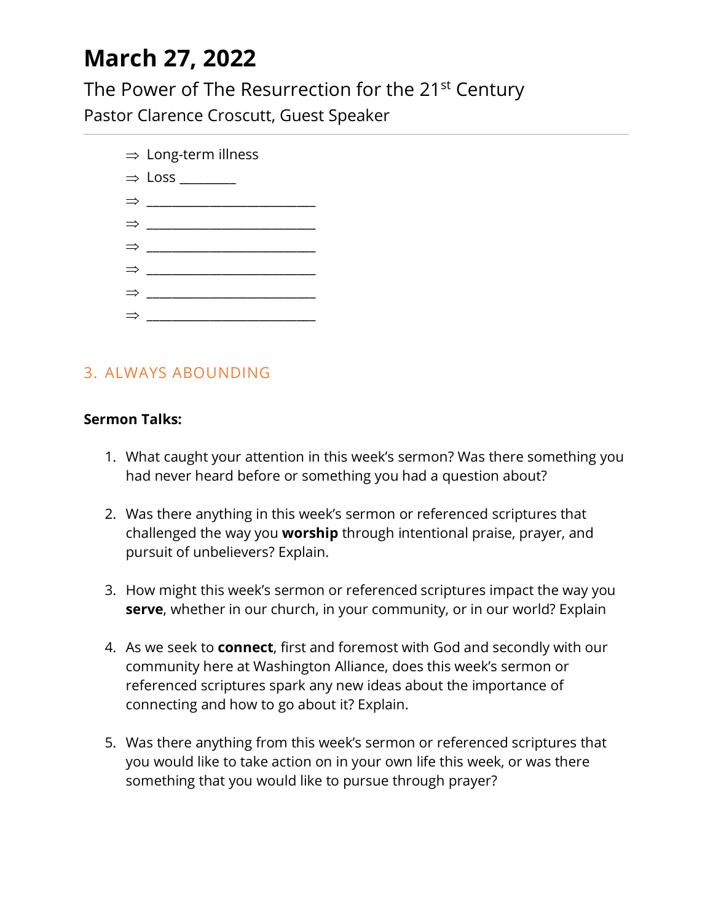# March 27, 2022

The Power of The Resurrection for the 21$^{st}$ Century

Pastor Clarence Croscutt, Guest Speaker

---

⇒ Long-term illness

⇒ Loss ________

⇒ ___________________________

⇒ ___________________________

⇒ ___________________________

⇒ ___________________________

⇒ ___________________________

⇒ ___________________________

## 3. ALWAYS ABOUNDING

**Sermon Talks:**

1. What caught your attention in this week's sermon? Was there something you had never heard before or something you had a question about?

2. Was there anything in this week's sermon or referenced scriptures that challenged the way you **worship** through intentional praise, prayer, and pursuit of unbelievers? Explain.

3. How might this week's sermon or referenced scriptures impact the way you **serve**, whether in our church, in your community, or in our world? Explain

4. As we seek to **connect**, first and foremost with God and secondly with our community here at Washington Alliance, does this week's sermon or referenced scriptures spark any new ideas about the importance of connecting and how to go about it? Explain.

5. Was there anything from this week's sermon or referenced scriptures that you would like to take action on in your own life this week, or was there something that you would like to pursue through prayer?